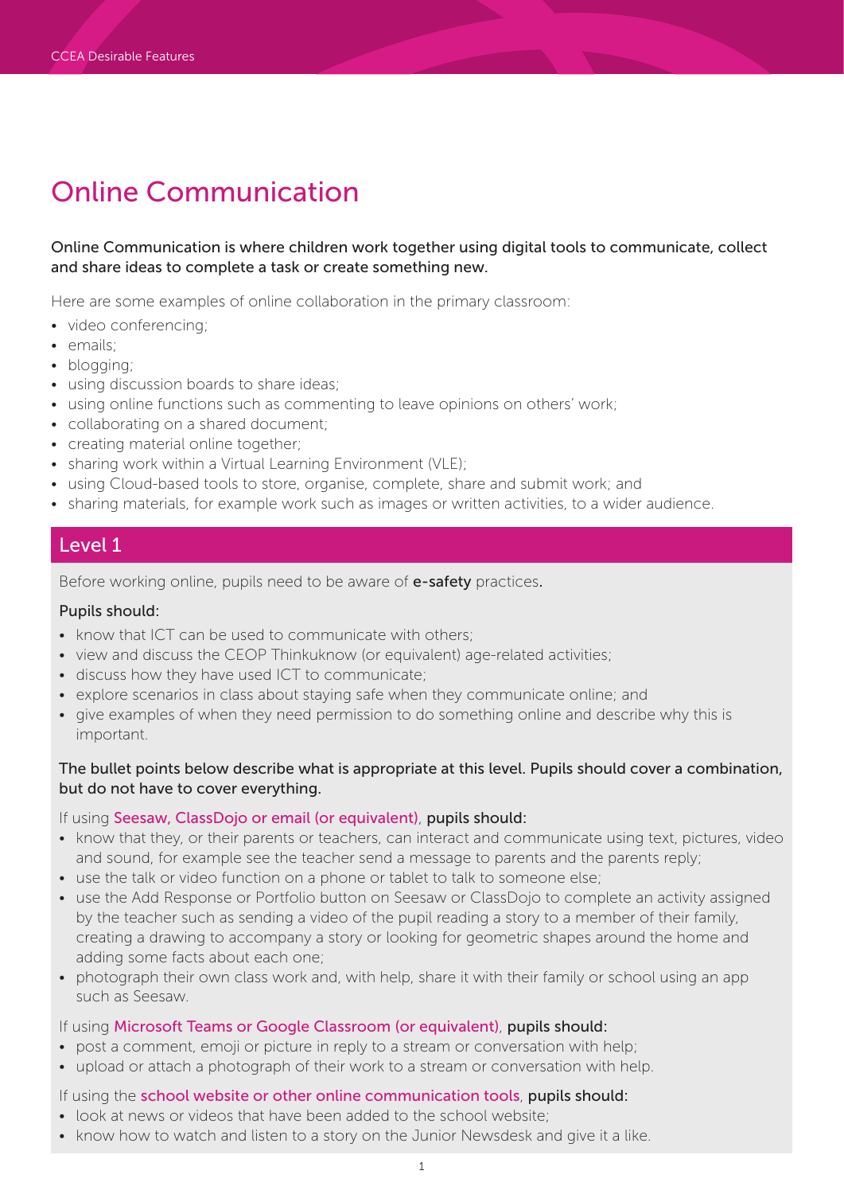# Online Communication

**Online Communication is where children work together using digital tools to communicate, collect and share ideas to complete a task or create something new.**

Here are some examples of online collaboration in the primary classroom:

- video conferencing;
- emails;
- blogging;
- using discussion boards to share ideas;
- using online functions such as commenting to leave opinions on others' work;
- collaborating on a shared document;
- creating material online together;
- sharing work within a Virtual Learning Environment (VLE);
- using Cloud-based tools to store, organise, complete, share and submit work; and
- sharing materials, for example work such as images or written activities, to a wider audience.

## Level 1

Before working online, pupils need to be aware of **e-safety** practices.

**Pupils should:**

- know that ICT can be used to communicate with others;
- view and discuss the CEOP Thinkuknow (or equivalent) age-related activities;
- discuss how they have used ICT to communicate;
- explore scenarios in class about staying safe when they communicate online; and
- give examples of when they need permission to do something online and describe why this is important.

**The bullet points below describe what is appropriate at this level. Pupils should cover a combination, but do not have to cover everything.**

If using Seesaw, ClassDojo or email (or equivalent), **pupils should:**

- know that they, or their parents or teachers, can interact and communicate using text, pictures, video and sound, for example see the teacher send a message to parents and the parents reply;
- use the talk or video function on a phone or tablet to talk to someone else;
- use the Add Response or Portfolio button on Seesaw or ClassDojo to complete an activity assigned by the teacher such as sending a video of the pupil reading a story to a member of their family, creating a drawing to accompany a story or looking for geometric shapes around the home and adding some facts about each one;
- photograph their own class work and, with help, share it with their family or school using an app such as Seesaw.

If using Microsoft Teams or Google Classroom (or equivalent), **pupils should:**

- post a comment, emoji or picture in reply to a stream or conversation with help;
- upload or attach a photograph of their work to a stream or conversation with help.

If using the school website or other online communication tools, **pupils should:**

- look at news or videos that have been added to the school website;
- know how to watch and listen to a story on the Junior Newsdesk and give it a like.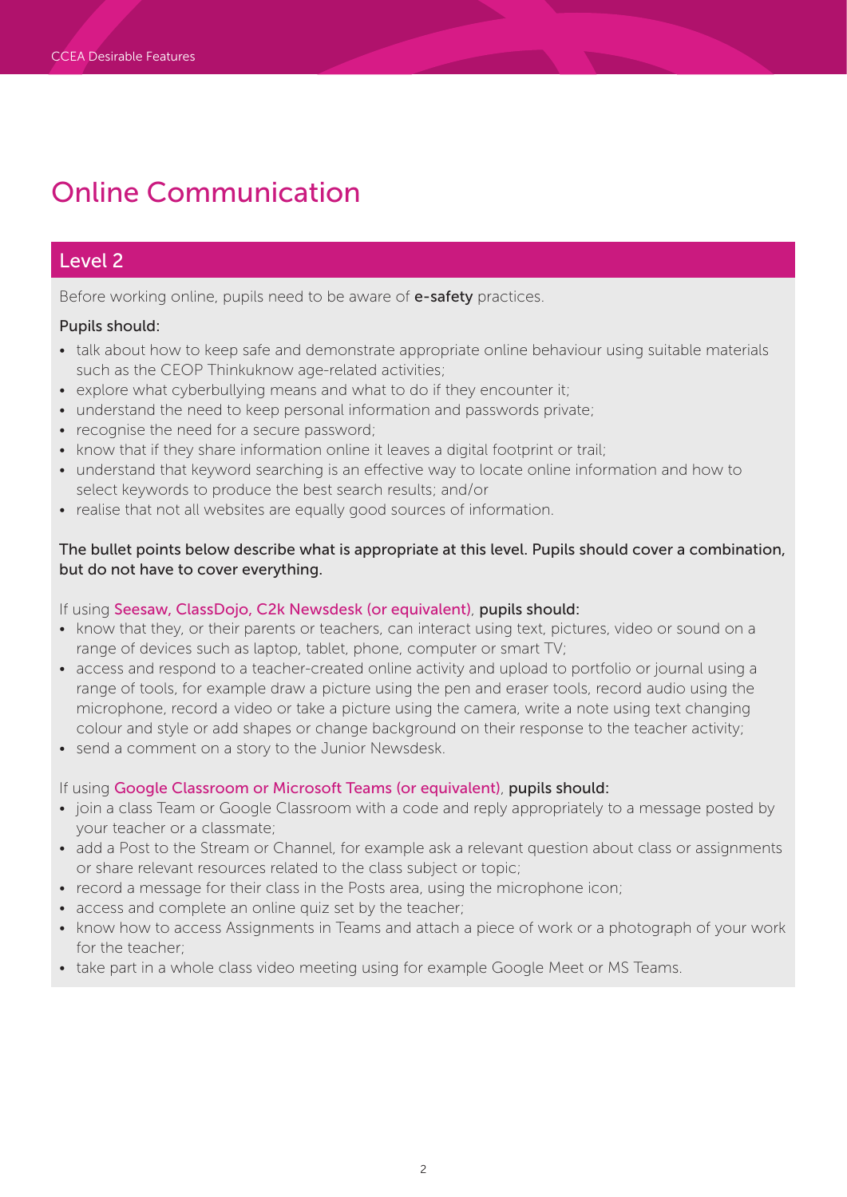# Online Communication

## Level 2

Before working online, pupils need to be aware of **e-safety** practices.

Pupils should:

- talk about how to keep safe and demonstrate appropriate online behaviour using suitable materials such as the CEOP Thinkuknow age-related activities;
- explore what cyberbullying means and what to do if they encounter it;
- understand the need to keep personal information and passwords private;
- recognise the need for a secure password;
- know that if they share information online it leaves a digital footprint or trail;
- understand that keyword searching is an effective way to locate online information and how to select keywords to produce the best search results; and/or
- realise that not all websites are equally good sources of information.

The bullet points below describe what is appropriate at this level. Pupils should cover a combination, but do not have to cover everything.

If using Seesaw, ClassDojo, C2k Newsdesk (or equivalent), pupils should:

- know that they, or their parents or teachers, can interact using text, pictures, video or sound on a range of devices such as laptop, tablet, phone, computer or smart TV;
- access and respond to a teacher-created online activity and upload to portfolio or journal using a range of tools, for example draw a picture using the pen and eraser tools, record audio using the microphone, record a video or take a picture using the camera, write a note using text changing colour and style or add shapes or change background on their response to the teacher activity;
- send a comment on a story to the Junior Newsdesk.

If using Google Classroom or Microsoft Teams (or equivalent), pupils should:

- join a class Team or Google Classroom with a code and reply appropriately to a message posted by your teacher or a classmate;
- add a Post to the Stream or Channel, for example ask a relevant question about class or assignments or share relevant resources related to the class subject or topic;
- record a message for their class in the Posts area, using the microphone icon;
- access and complete an online quiz set by the teacher;
- know how to access Assignments in Teams and attach a piece of work or a photograph of your work for the teacher;
- take part in a whole class video meeting using for example Google Meet or MS Teams.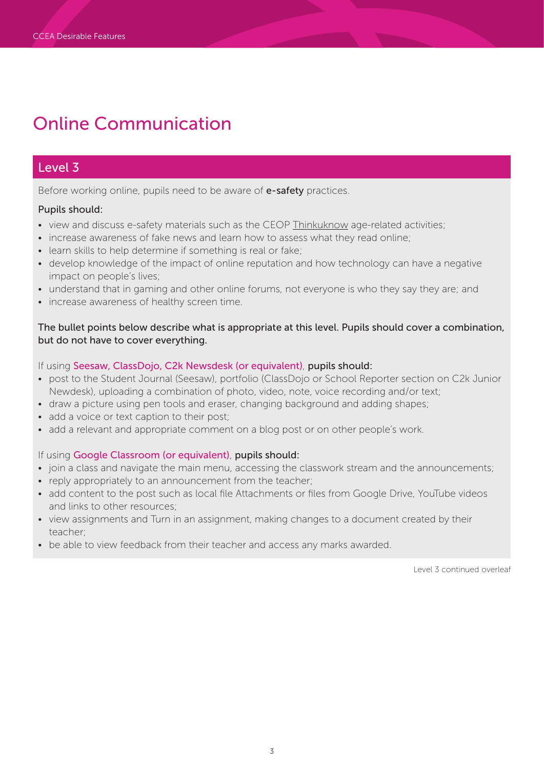# Online Communication

## Level 3

Before working online, pupils need to be aware of **e-safety** practices.

Pupils should:

- view and discuss e-safety materials such as the CEOP Thinkuknow age-related activities;
- increase awareness of fake news and learn how to assess what they read online;
- learn skills to help determine if something is real or fake;
- develop knowledge of the impact of online reputation and how technology can have a negative impact on people's lives;
- understand that in gaming and other online forums, not everyone is who they say they are; and
- increase awareness of healthy screen time.

**The bullet points below describe what is appropriate at this level. Pupils should cover a combination, but do not have to cover everything.**

If using Seesaw, ClassDojo, C2k Newsdesk (or equivalent), **pupils should:**

- post to the Student Journal (Seesaw), portfolio (ClassDojo or School Reporter section on C2k Junior Newdesk), uploading a combination of photo, video, note, voice recording and/or text;
- draw a picture using pen tools and eraser, changing background and adding shapes;
- add a voice or text caption to their post;
- add a relevant and appropriate comment on a blog post or on other people's work.

If using Google Classroom (or equivalent), **pupils should:**

- join a class and navigate the main menu, accessing the classwork stream and the announcements;
- reply appropriately to an announcement from the teacher;
- add content to the post such as local file Attachments or files from Google Drive, YouTube videos and links to other resources;
- view assignments and Turn in an assignment, making changes to a document created by their teacher;
- be able to view feedback from their teacher and access any marks awarded.

Level 3 continued overleaf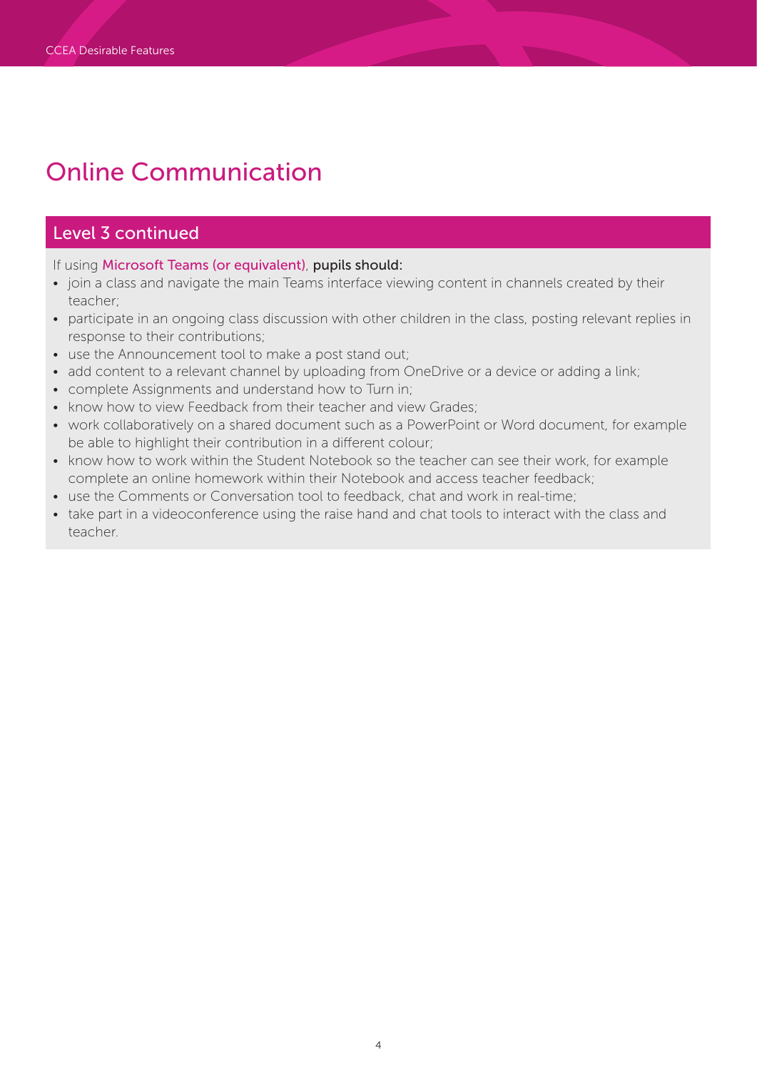# Online Communication

## Level 3 continued

If using Microsoft Teams (or equivalent), **pupils should:**

- join a class and navigate the main Teams interface viewing content in channels created by their teacher;
- participate in an ongoing class discussion with other children in the class, posting relevant replies in response to their contributions;
- use the Announcement tool to make a post stand out;
- add content to a relevant channel by uploading from OneDrive or a device or adding a link;
- complete Assignments and understand how to Turn in;
- know how to view Feedback from their teacher and view Grades;
- work collaboratively on a shared document such as a PowerPoint or Word document, for example be able to highlight their contribution in a different colour;
- know how to work within the Student Notebook so the teacher can see their work, for example complete an online homework within their Notebook and access teacher feedback;
- use the Comments or Conversation tool to feedback, chat and work in real-time;
- take part in a videoconference using the raise hand and chat tools to interact with the class and teacher.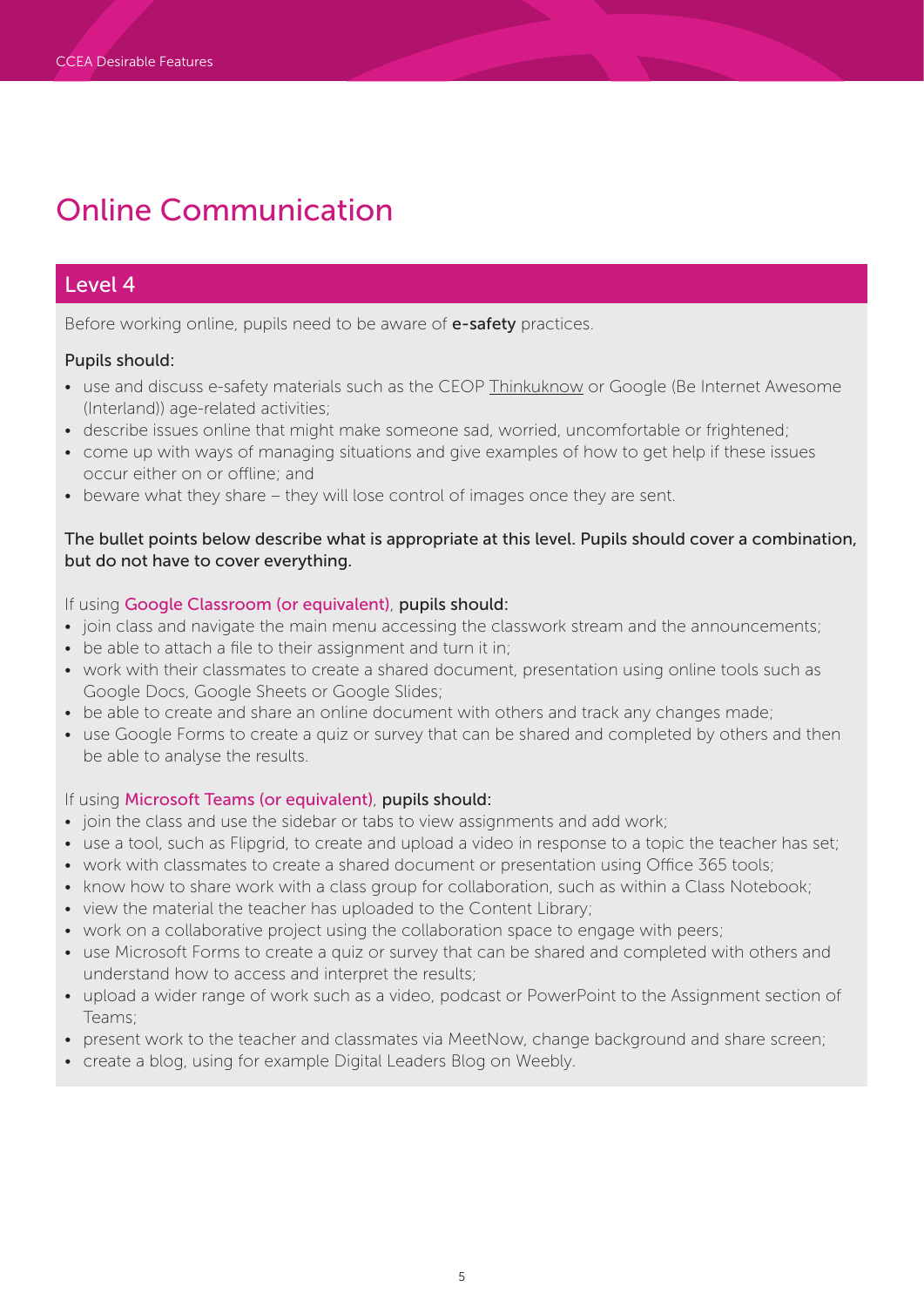# Online Communication

## Level 4

Before working online, pupils need to be aware of **e-safety** practices.

Pupils should:

- use and discuss e-safety materials such as the CEOP Thinkuknow or Google (Be Internet Awesome (Interland)) age-related activities;
- describe issues online that might make someone sad, worried, uncomfortable or frightened;
- come up with ways of managing situations and give examples of how to get help if these issues occur either on or offline; and
- beware what they share – they will lose control of images once they are sent.

The bullet points below describe what is appropriate at this level. Pupils should cover a combination, but do not have to cover everything.

If using Google Classroom (or equivalent), pupils should:

- join class and navigate the main menu accessing the classwork stream and the announcements;
- be able to attach a file to their assignment and turn it in;
- work with their classmates to create a shared document, presentation using online tools such as Google Docs, Google Sheets or Google Slides;
- be able to create and share an online document with others and track any changes made;
- use Google Forms to create a quiz or survey that can be shared and completed by others and then be able to analyse the results.

If using Microsoft Teams (or equivalent), pupils should:

- join the class and use the sidebar or tabs to view assignments and add work;
- use a tool, such as Flipgrid, to create and upload a video in response to a topic the teacher has set;
- work with classmates to create a shared document or presentation using Office 365 tools;
- know how to share work with a class group for collaboration, such as within a Class Notebook;
- view the material the teacher has uploaded to the Content Library;
- work on a collaborative project using the collaboration space to engage with peers;
- use Microsoft Forms to create a quiz or survey that can be shared and completed with others and understand how to access and interpret the results;
- upload a wider range of work such as a video, podcast or PowerPoint to the Assignment section of Teams;
- present work to the teacher and classmates via MeetNow, change background and share screen;
- create a blog, using for example Digital Leaders Blog on Weebly.